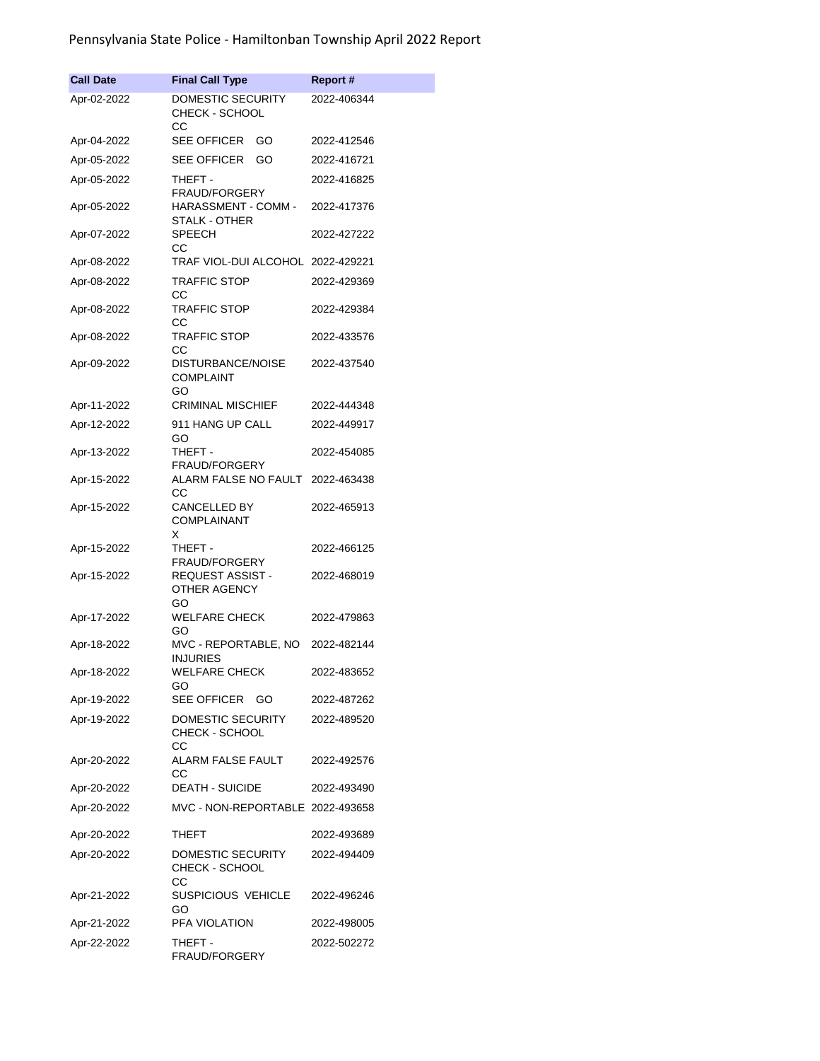Pennsylvania State Police - Hamiltonban Township April 2022 Report

| Call Date | Final Call Type | Report # |
|---|---|---|
| Apr-02-2022 | DOMESTIC SECURITY CHECK - SCHOOL CC | 2022-406344 |
| Apr-04-2022 | SEE OFFICER GO | 2022-412546 |
| Apr-05-2022 | SEE OFFICER GO | 2022-416721 |
| Apr-05-2022 | THEFT - FRAUD/FORGERY | 2022-416825 |
| Apr-05-2022 | HARASSMENT - COMM - STALK - OTHER | 2022-417376 |
| Apr-07-2022 | SPEECH CC | 2022-427222 |
| Apr-08-2022 | TRAF VIOL-DUI ALCOHOL | 2022-429221 |
| Apr-08-2022 | TRAFFIC STOP CC | 2022-429369 |
| Apr-08-2022 | TRAFFIC STOP CC | 2022-429384 |
| Apr-08-2022 | TRAFFIC STOP CC | 2022-433576 |
| Apr-09-2022 | DISTURBANCE/NOISE COMPLAINT GO | 2022-437540 |
| Apr-11-2022 | CRIMINAL MISCHIEF | 2022-444348 |
| Apr-12-2022 | 911 HANG UP CALL GO | 2022-449917 |
| Apr-13-2022 | THEFT - FRAUD/FORGERY | 2022-454085 |
| Apr-15-2022 | ALARM FALSE NO FAULT CC | 2022-463438 |
| Apr-15-2022 | CANCELLED BY COMPLAINANT X | 2022-465913 |
| Apr-15-2022 | THEFT - FRAUD/FORGERY | 2022-466125 |
| Apr-15-2022 | REQUEST ASSIST - OTHER AGENCY GO | 2022-468019 |
| Apr-17-2022 | WELFARE CHECK GO | 2022-479863 |
| Apr-18-2022 | MVC - REPORTABLE, NO INJURIES | 2022-482144 |
| Apr-18-2022 | WELFARE CHECK GO | 2022-483652 |
| Apr-19-2022 | SEE OFFICER GO | 2022-487262 |
| Apr-19-2022 | DOMESTIC SECURITY CHECK - SCHOOL CC | 2022-489520 |
| Apr-20-2022 | ALARM FALSE FAULT CC | 2022-492576 |
| Apr-20-2022 | DEATH - SUICIDE | 2022-493490 |
| Apr-20-2022 | MVC - NON-REPORTABLE | 2022-493658 |
| Apr-20-2022 | THEFT | 2022-493689 |
| Apr-20-2022 | DOMESTIC SECURITY CHECK - SCHOOL CC | 2022-494409 |
| Apr-21-2022 | SUSPICIOUS VEHICLE GO | 2022-496246 |
| Apr-21-2022 | PFA VIOLATION | 2022-498005 |
| Apr-22-2022 | THEFT - FRAUD/FORGERY | 2022-502272 |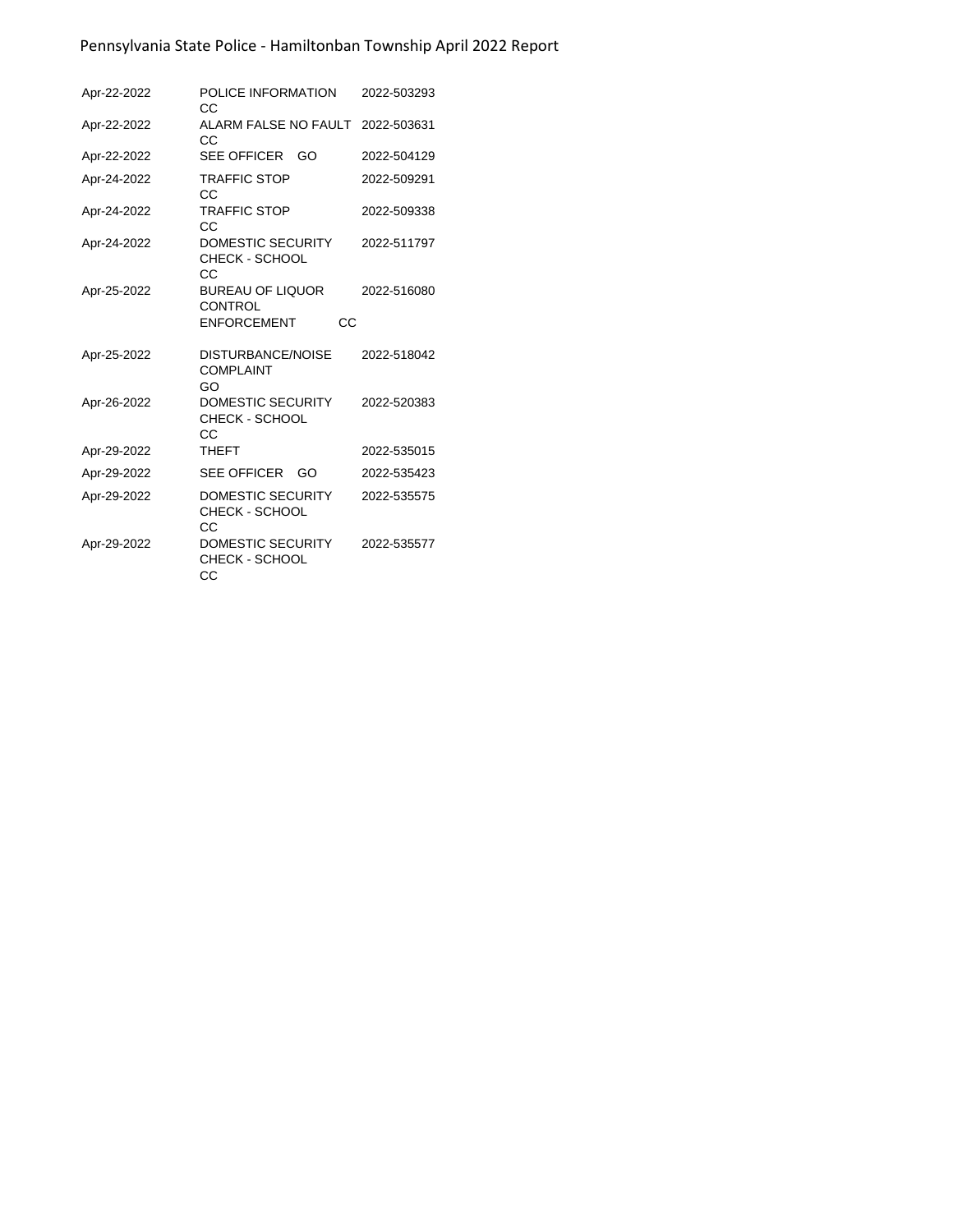# Pennsylvania State Police - Hamiltonban Township April 2022 Report

| | | |
|---|---|---|
| Apr-22-2022 | POLICE INFORMATION CC | 2022-503293 |
| Apr-22-2022 | ALARM FALSE NO FAULT CC | 2022-503631 |
| Apr-22-2022 | SEE OFFICER GO | 2022-504129 |
| Apr-24-2022 | TRAFFIC STOP CC | 2022-509291 |
| Apr-24-2022 | TRAFFIC STOP CC | 2022-509338 |
| Apr-24-2022 | DOMESTIC SECURITY CHECK - SCHOOL CC | 2022-511797 |
| Apr-25-2022 | BUREAU OF LIQUOR CONTROL ENFORCEMENT CC | 2022-516080 |
| Apr-25-2022 | DISTURBANCE/NOISE COMPLAINT GO | 2022-518042 |
| Apr-26-2022 | DOMESTIC SECURITY CHECK - SCHOOL CC | 2022-520383 |
| Apr-29-2022 | THEFT | 2022-535015 |
| Apr-29-2022 | SEE OFFICER GO | 2022-535423 |
| Apr-29-2022 | DOMESTIC SECURITY CHECK - SCHOOL CC | 2022-535575 |
| Apr-29-2022 | DOMESTIC SECURITY CHECK - SCHOOL CC | 2022-535577 |